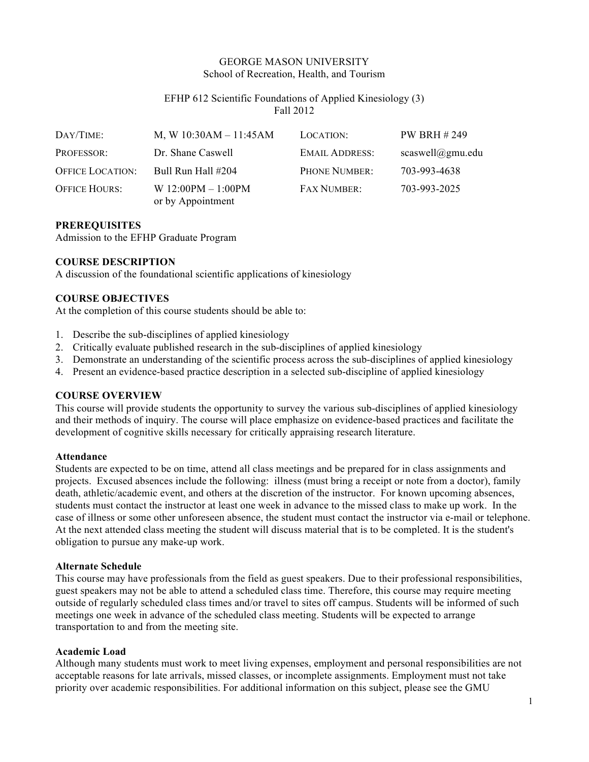GEORGE MASON UNIVERSITY
School of Recreation, Health, and Tourism

EFHP 612 Scientific Foundations of Applied Kinesiology (3)
Fall 2012

| | | | |
|---|---|---|---|
| DAY/TIME: | M, W 10:30AM – 11:45AM | LOCATION: | PW BRH # 249 |
| PROFESSOR: | Dr. Shane Caswell | EMAIL ADDRESS: | scaswell@gmu.edu |
| OFFICE LOCATION: | Bull Run Hall #204 | PHONE NUMBER: | 703-993-4638 |
| OFFICE HOURS: | W 12:00PM – 1:00PM or by Appointment | FAX NUMBER: | 703-993-2025 |

## PREREQUISITES

Admission to the EFHP Graduate Program

## COURSE DESCRIPTION

A discussion of the foundational scientific applications of kinesiology

## COURSE OBJECTIVES

At the completion of this course students should be able to:

1. Describe the sub-disciplines of applied kinesiology
2. Critically evaluate published research in the sub-disciplines of applied kinesiology
3. Demonstrate an understanding of the scientific process across the sub-disciplines of applied kinesiology
4. Present an evidence-based practice description in a selected sub-discipline of applied kinesiology

## COURSE OVERVIEW

This course will provide students the opportunity to survey the various sub-disciplines of applied kinesiology and their methods of inquiry. The course will place emphasize on evidence-based practices and facilitate the development of cognitive skills necessary for critically appraising research literature.

### Attendance

Students are expected to be on time, attend all class meetings and be prepared for in class assignments and projects. Excused absences include the following: illness (must bring a receipt or note from a doctor), family death, athletic/academic event, and others at the discretion of the instructor. For known upcoming absences, students must contact the instructor at least one week in advance to the missed class to make up work. In the case of illness or some other unforeseen absence, the student must contact the instructor via e-mail or telephone. At the next attended class meeting the student will discuss material that is to be completed. It is the student's obligation to pursue any make-up work.

### Alternate Schedule

This course may have professionals from the field as guest speakers. Due to their professional responsibilities, guest speakers may not be able to attend a scheduled class time. Therefore, this course may require meeting outside of regularly scheduled class times and/or travel to sites off campus. Students will be informed of such meetings one week in advance of the scheduled class meeting. Students will be expected to arrange transportation to and from the meeting site.

### Academic Load

Although many students must work to meet living expenses, employment and personal responsibilities are not acceptable reasons for late arrivals, missed classes, or incomplete assignments. Employment must not take priority over academic responsibilities. For additional information on this subject, please see the GMU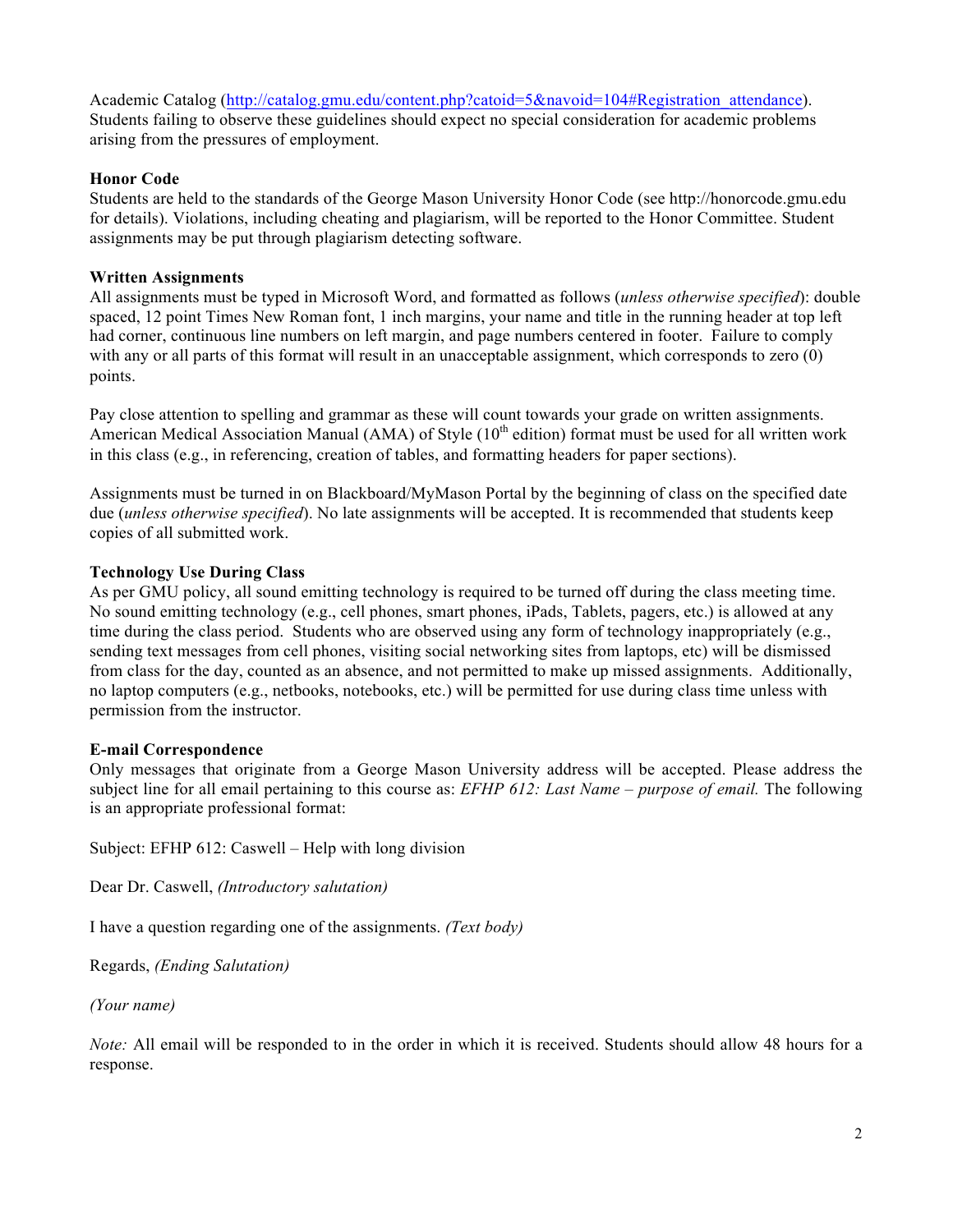Academic Catalog (http://catalog.gmu.edu/content.php?catoid=5&navoid=104#Registration_attendance). Students failing to observe these guidelines should expect no special consideration for academic problems arising from the pressures of employment.

**Honor Code**

Students are held to the standards of the George Mason University Honor Code (see http://honorcode.gmu.edu for details). Violations, including cheating and plagiarism, will be reported to the Honor Committee. Student assignments may be put through plagiarism detecting software.

**Written Assignments**

All assignments must be typed in Microsoft Word, and formatted as follows (*unless otherwise specified*): double spaced, 12 point Times New Roman font, 1 inch margins, your name and title in the running header at top left had corner, continuous line numbers on left margin, and page numbers centered in footer. Failure to comply with any or all parts of this format will result in an unacceptable assignment, which corresponds to zero (0) points.

Pay close attention to spelling and grammar as these will count towards your grade on written assignments. American Medical Association Manual (AMA) of Style (10th edition) format must be used for all written work in this class (e.g., in referencing, creation of tables, and formatting headers for paper sections).

Assignments must be turned in on Blackboard/MyMason Portal by the beginning of class on the specified date due (*unless otherwise specified*). No late assignments will be accepted. It is recommended that students keep copies of all submitted work.

**Technology Use During Class**

As per GMU policy, all sound emitting technology is required to be turned off during the class meeting time. No sound emitting technology (e.g., cell phones, smart phones, iPads, Tablets, pagers, etc.) is allowed at any time during the class period. Students who are observed using any form of technology inappropriately (e.g., sending text messages from cell phones, visiting social networking sites from laptops, etc) will be dismissed from class for the day, counted as an absence, and not permitted to make up missed assignments. Additionally, no laptop computers (e.g., netbooks, notebooks, etc.) will be permitted for use during class time unless with permission from the instructor.

**E-mail Correspondence**

Only messages that originate from a George Mason University address will be accepted. Please address the subject line for all email pertaining to this course as: *EFHP 612: Last Name – purpose of email.* The following is an appropriate professional format:

Subject: EFHP 612: Caswell – Help with long division

Dear Dr. Caswell, *(Introductory salutation)*

I have a question regarding one of the assignments. *(Text body)*

Regards, *(Ending Salutation)*

*(Your name)*

*Note:* All email will be responded to in the order in which it is received. Students should allow 48 hours for a response.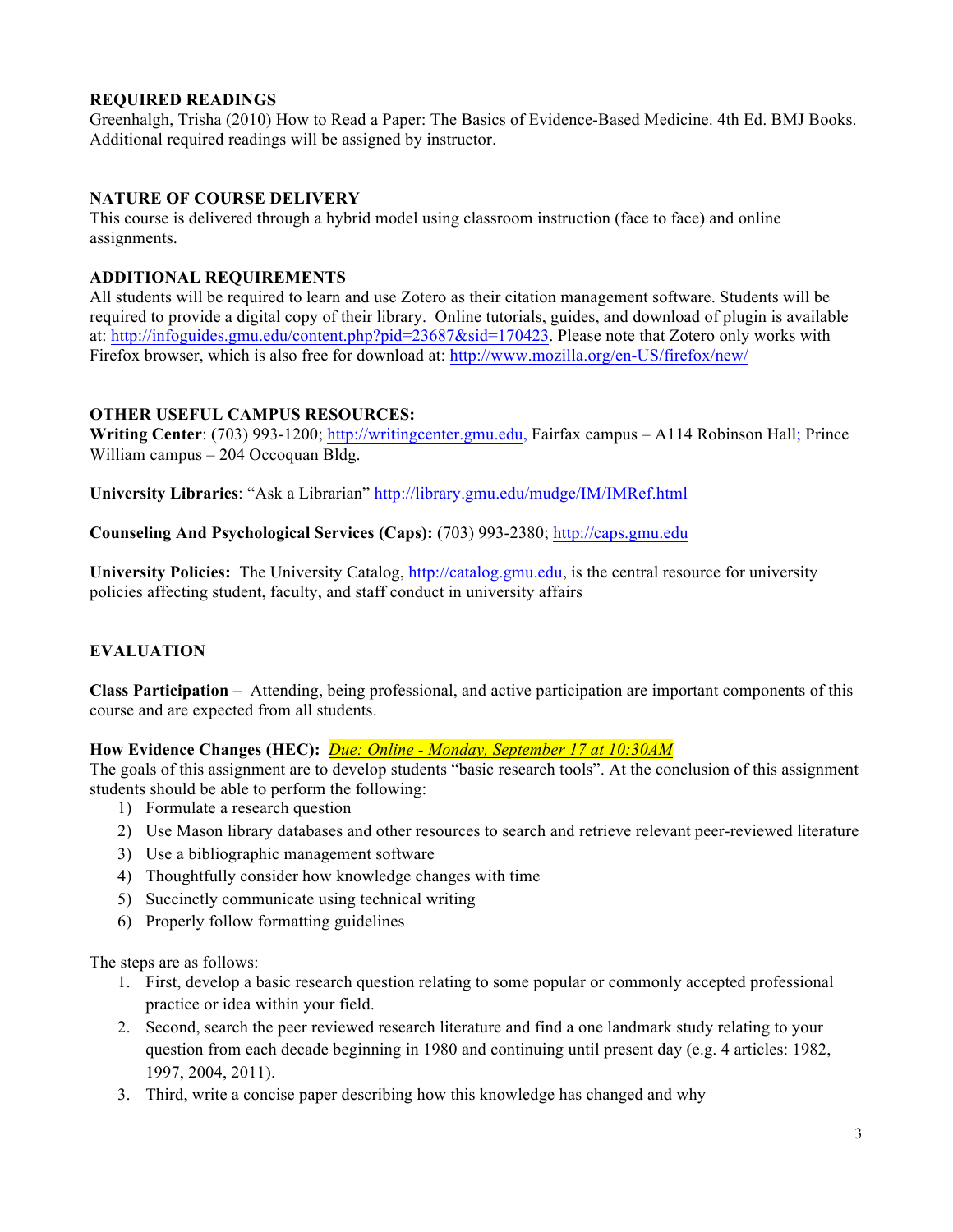## REQUIRED READINGS

Greenhalgh, Trisha (2010) How to Read a Paper: The Basics of Evidence-Based Medicine. 4th Ed. BMJ Books. Additional required readings will be assigned by instructor.

## NATURE OF COURSE DELIVERY

This course is delivered through a hybrid model using classroom instruction (face to face) and online assignments.

## ADDITIONAL REQUIREMENTS

All students will be required to learn and use Zotero as their citation management software. Students will be required to provide a digital copy of their library. Online tutorials, guides, and download of plugin is available at: http://infoguides.gmu.edu/content.php?pid=23687&sid=170423. Please note that Zotero only works with Firefox browser, which is also free for download at: http://www.mozilla.org/en-US/firefox/new/

## OTHER USEFUL CAMPUS RESOURCES:

**Writing Center**: (703) 993-1200; http://writingcenter.gmu.edu, Fairfax campus – A114 Robinson Hall; Prince William campus – 204 Occoquan Bldg.

**University Libraries**: "Ask a Librarian" http://library.gmu.edu/mudge/IM/IMRef.html

**Counseling And Psychological Services (Caps):** (703) 993-2380; http://caps.gmu.edu

**University Policies:** The University Catalog, http://catalog.gmu.edu, is the central resource for university policies affecting student, faculty, and staff conduct in university affairs

## EVALUATION

**Class Participation –** Attending, being professional, and active participation are important components of this course and are expected from all students.

**How Evidence Changes (HEC):** *Due: Online - Monday, September 17 at 10:30AM*

The goals of this assignment are to develop students "basic research tools". At the conclusion of this assignment students should be able to perform the following:

1) Formulate a research question
2) Use Mason library databases and other resources to search and retrieve relevant peer-reviewed literature
3) Use a bibliographic management software
4) Thoughtfully consider how knowledge changes with time
5) Succinctly communicate using technical writing
6) Properly follow formatting guidelines

The steps are as follows:

1. First, develop a basic research question relating to some popular or commonly accepted professional practice or idea within your field.
2. Second, search the peer reviewed research literature and find a one landmark study relating to your question from each decade beginning in 1980 and continuing until present day (e.g. 4 articles: 1982, 1997, 2004, 2011).
3. Third, write a concise paper describing how this knowledge has changed and why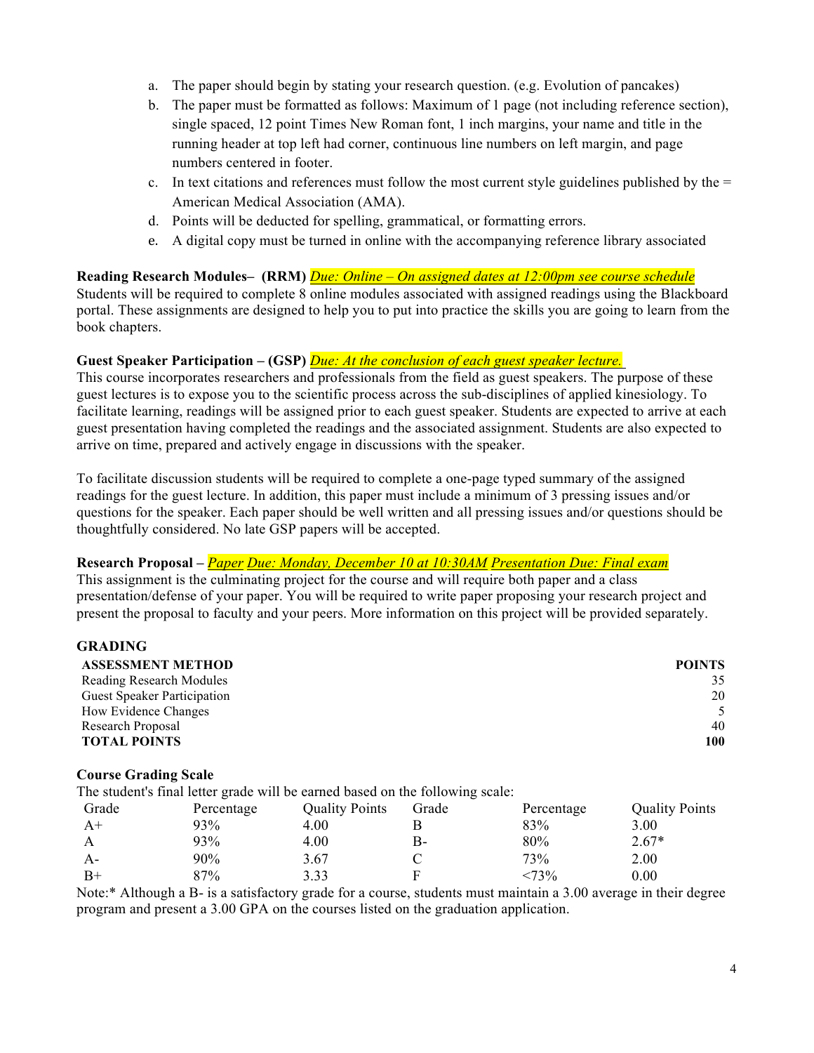a. The paper should begin by stating your research question. (e.g. Evolution of pancakes)
b. The paper must be formatted as follows: Maximum of 1 page (not including reference section), single spaced, 12 point Times New Roman font, 1 inch margins, your name and title in the running header at top left had corner, continuous line numbers on left margin, and page numbers centered in footer.
c. In text citations and references must follow the most current style guidelines published by the = American Medical Association (AMA).
d. Points will be deducted for spelling, grammatical, or formatting errors.
e. A digital copy must be turned in online with the accompanying reference library associated

**Reading Research Modules– (RRM)** *Due: Online – On assigned dates at 12:00pm see course schedule*
Students will be required to complete 8 online modules associated with assigned readings using the Blackboard portal. These assignments are designed to help you to put into practice the skills you are going to learn from the book chapters.

**Guest Speaker Participation – (GSP)** *Due: At the conclusion of each guest speaker lecture.*
This course incorporates researchers and professionals from the field as guest speakers. The purpose of these guest lectures is to expose you to the scientific process across the sub-disciplines of applied kinesiology. To facilitate learning, readings will be assigned prior to each guest speaker. Students are expected to arrive at each guest presentation having completed the readings and the associated assignment. Students are also expected to arrive on time, prepared and actively engage in discussions with the speaker.

To facilitate discussion students will be required to complete a one-page typed summary of the assigned readings for the guest lecture. In addition, this paper must include a minimum of 3 pressing issues and/or questions for the speaker. Each paper should be well written and all pressing issues and/or questions should be thoughtfully considered. No late GSP papers will be accepted.

**Research Proposal –** *Paper Due: Monday, December 10 at 10:30AM Presentation Due: Final exam*
This assignment is the culminating project for the course and will require both paper and a class presentation/defense of your paper. You will be required to write paper proposing your research project and present the proposal to faculty and your peers. More information on this project will be provided separately.

**GRADING**

| **ASSESSMENT METHOD** | **POINTS** |
|---|---|
| Reading Research Modules | 35 |
| Guest Speaker Participation | 20 |
| How Evidence Changes | 5 |
| Research Proposal | 40 |
| **TOTAL POINTS** | **100** |

**Course Grading Scale**
The student's final letter grade will be earned based on the following scale:

| Grade | Percentage | Quality Points | Grade | Percentage | Quality Points |
|---|---|---|---|---|---|
| A+ | 93% | 4.00 | B | 83% | 3.00 |
| A | 93% | 4.00 | B- | 80% | 2.67* |
| A- | 90% | 3.67 | C | 73% | 2.00 |
| B+ | 87% | 3.33 | F | <73% | 0.00 |

Note:* Although a B- is a satisfactory grade for a course, students must maintain a 3.00 average in their degree program and present a 3.00 GPA on the courses listed on the graduation application.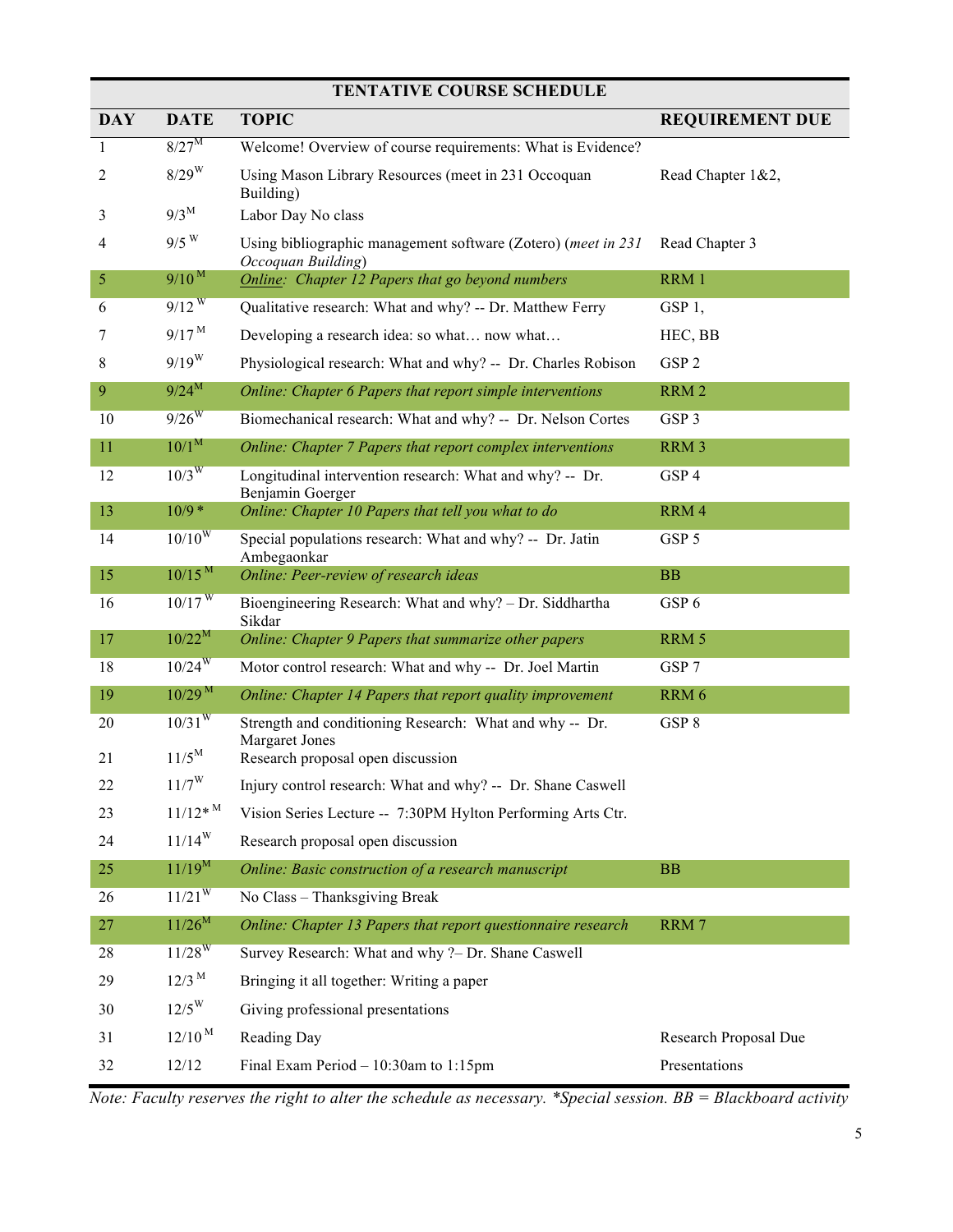| TENTATIVE COURSE SCHEDULE | | | |
|---|---|---|---|
| **DAY** | **DATE** | **TOPIC** | **REQUIREMENT DUE** |
| 1 | 8/27 M | Welcome! Overview of course requirements: What is Evidence? | |
| 2 | 8/29 W | Using Mason Library Resources (meet in 231 Occoquan Building) | Read Chapter 1&2, |
| 3 | 9/3 M | Labor Day No class | |
| 4 | 9/5 W | Using bibliographic management software (Zotero) (*meet in 231 Occoquan Building*) | Read Chapter 3 |
| 5 | 9/10 M | *Online: Chapter 12 Papers that go beyond numbers* | RRM 1 |
| 6 | 9/12 W | Qualitative research: What and why? -- Dr. Matthew Ferry | GSP 1, |
| 7 | 9/17 M | Developing a research idea: so what… now what… | HEC, BB |
| 8 | 9/19 W | Physiological research: What and why? -- Dr. Charles Robison | GSP 2 |
| 9 | 9/24 M | *Online: Chapter 6 Papers that report simple interventions* | RRM 2 |
| 10 | 9/26 W | Biomechanical research: What and why? -- Dr. Nelson Cortes | GSP 3 |
| 11 | 10/1 M | *Online: Chapter 7 Papers that report complex interventions* | RRM 3 |
| 12 | 10/3 W | Longitudinal intervention research: What and why? -- Dr. Benjamin Goerger | GSP 4 |
| 13 | 10/9 * | *Online: Chapter 10 Papers that tell you what to do* | RRM 4 |
| 14 | 10/10 W | Special populations research: What and why? -- Dr. Jatin Ambegaonkar | GSP 5 |
| 15 | 10/15 M | *Online: Peer-review of research ideas* | BB |
| 16 | 10/17 W | Bioengineering Research: What and why? – Dr. Siddhartha Sikdar | GSP 6 |
| 17 | 10/22 M | *Online: Chapter 9 Papers that summarize other papers* | RRM 5 |
| 18 | 10/24 W | Motor control research: What and why -- Dr. Joel Martin | GSP 7 |
| 19 | 10/29 M | *Online: Chapter 14 Papers that report quality improvement* | RRM 6 |
| 20 | 10/31 W | Strength and conditioning Research: What and why -- Dr. Margaret Jones | GSP 8 |
| 21 | 11/5 M | Research proposal open discussion | |
| 22 | 11/7 W | Injury control research: What and why? -- Dr. Shane Caswell | |
| 23 | 11/12* M | Vision Series Lecture -- 7:30PM Hylton Performing Arts Ctr. | |
| 24 | 11/14 W | Research proposal open discussion | |
| 25 | 11/19 M | *Online: Basic construction of a research manuscript* | BB |
| 26 | 11/21 W | No Class – Thanksgiving Break | |
| 27 | 11/26 M | *Online: Chapter 13 Papers that report questionnaire research* | RRM 7 |
| 28 | 11/28 W | Survey Research: What and why ?– Dr. Shane Caswell | |
| 29 | 12/3 M | Bringing it all together: Writing a paper | |
| 30 | 12/5 W | Giving professional presentations | |
| 31 | 12/10 M | Reading Day | Research Proposal Due |
| 32 | 12/12 | Final Exam Period – 10:30am to 1:15pm | Presentations |

*Note: Faculty reserves the right to alter the schedule as necessary. \*Special session. BB = Blackboard activity*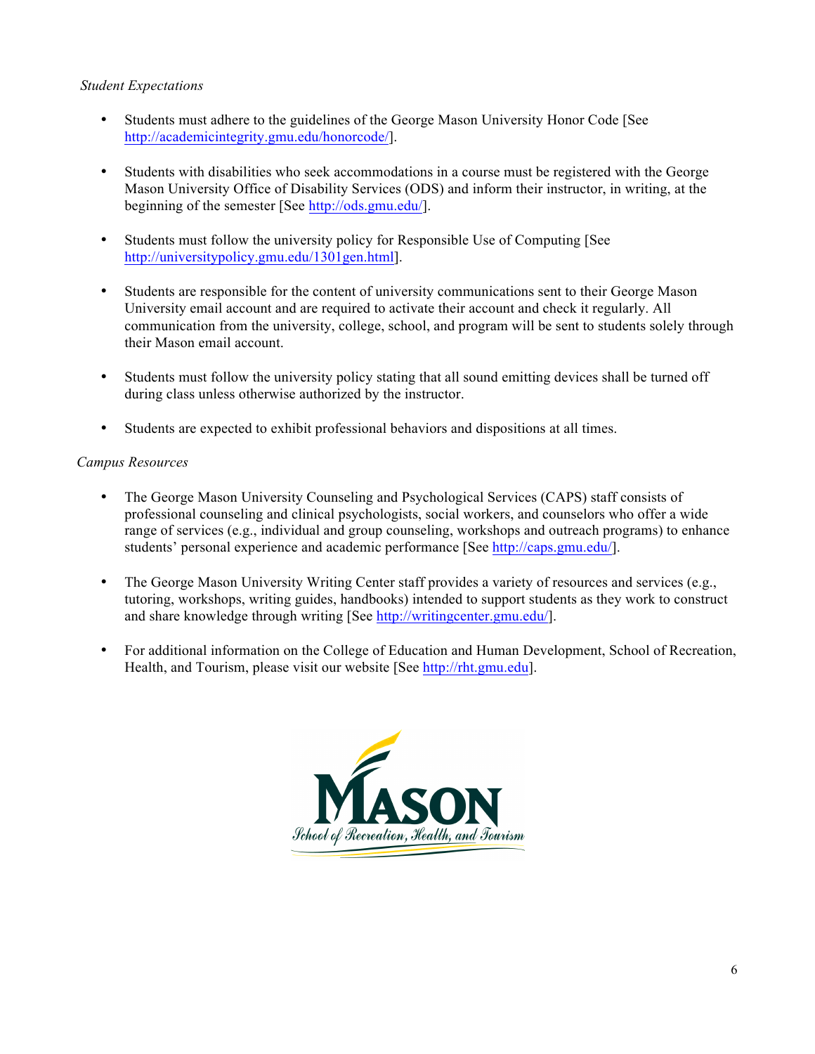*Student Expectations*

- Students must adhere to the guidelines of the George Mason University Honor Code [See http://academicintegrity.gmu.edu/honorcode/].
- Students with disabilities who seek accommodations in a course must be registered with the George Mason University Office of Disability Services (ODS) and inform their instructor, in writing, at the beginning of the semester [See http://ods.gmu.edu/].
- Students must follow the university policy for Responsible Use of Computing [See http://universitypolicy.gmu.edu/1301gen.html].
- Students are responsible for the content of university communications sent to their George Mason University email account and are required to activate their account and check it regularly. All communication from the university, college, school, and program will be sent to students solely through their Mason email account.
- Students must follow the university policy stating that all sound emitting devices shall be turned off during class unless otherwise authorized by the instructor.
- Students are expected to exhibit professional behaviors and dispositions at all times.

*Campus Resources*

- The George Mason University Counseling and Psychological Services (CAPS) staff consists of professional counseling and clinical psychologists, social workers, and counselors who offer a wide range of services (e.g., individual and group counseling, workshops and outreach programs) to enhance students' personal experience and academic performance [See http://caps.gmu.edu/].
- The George Mason University Writing Center staff provides a variety of resources and services (e.g., tutoring, workshops, writing guides, handbooks) intended to support students as they work to construct and share knowledge through writing [See http://writingcenter.gmu.edu/].
- For additional information on the College of Education and Human Development, School of Recreation, Health, and Tourism, please visit our website [See http://rht.gmu.edu].

MASON
School of Recreation, Health, and Tourism